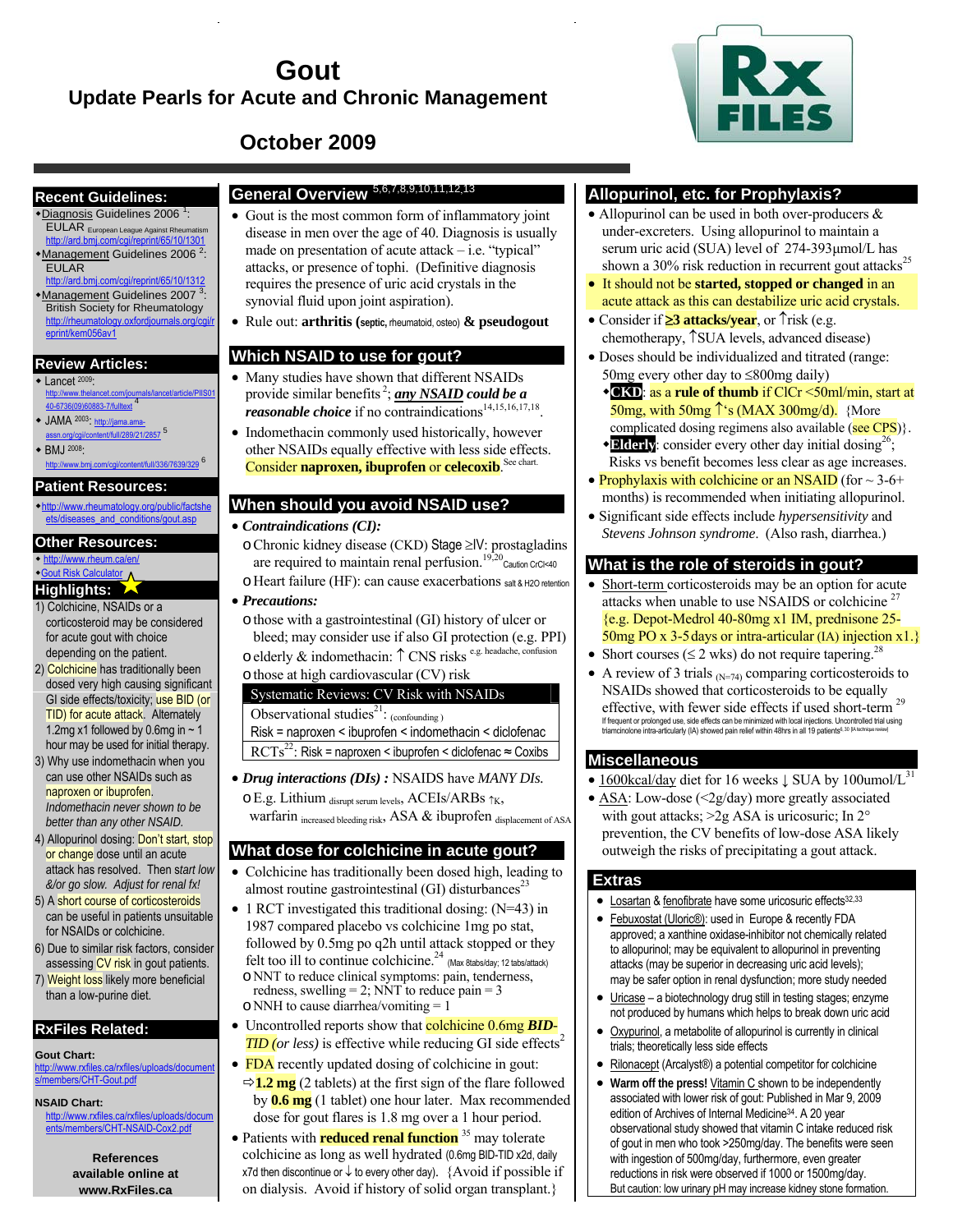# Gout

## Update Pearls for Acute and Chronic Management

### October 2009

## Recent Guidelines:

- Diagnosis Guidelines 2006 [1]: EULAR European League Against Rheumatism http://ard.bmj.com/cgi/reprint/65/10/1301
- Management Guidelines 2006 [2]: EULAR http://ard.bmj.com/cgi/reprint/65/10/1312
- Management Guidelines 2007 [3]: British Society for Rheumatology http://rheumatology.oxfordjournals.org/cgi/reprint/kem056av1

## Review Articles:

- Lancet 2009: http://www.thelancet.com/journals/lancet/article/PIIS0140-6736(09)60883-7/fulltext [4]
- JAMA 2003: http://jama.ama-assn.org/cgi/content/full/289/21/2857 [5]
- BMJ 2008: http://www.bmj.com/cgi/content/full/336/7639/329 [6]

## Patient Resources:

- http://www.rheumatology.org/public/factsheets/diseases_and_conditions/gout.asp

## Other Resources:

- http://www.rheum.ca/en/
- Gout Risk Calculator

## Highlights:

1) Colchicine, NSAIDs or a corticosteroid may be considered for acute gout with choice depending on the patient.
2) Colchicine has traditionally been dosed very high causing significant GI side effects/toxicity; use BID (or TID) for acute attack. Alternately 1.2mg x1 followed by 0.6mg in ~ 1 hour may be used for initial therapy.
3) Why use indomethacin when you can use other NSAIDs such as naproxen or ibuprofen. *Indomethacin never shown to be better than any other NSAID.*
4) Allopurinol dosing: Don't start, stop or change dose until an acute attack has resolved. Then *start low &/or go slow. Adjust for renal fx!*
5) A short course of corticosteroids can be useful in patients unsuitable for NSAIDs or colchicine.
6) Due to similar risk factors, consider assessing CV risk in gout patients.
7) Weight loss likely more beneficial than a low-purine diet.

## RxFiles Related:

**Gout Chart:**
http://www.rxfiles.ca/rxfiles/uploads/documents/members/CHT-Gout.pdf

**NSAID Chart:**
http://www.rxfiles.ca/rxfiles/uploads/documents/members/CHT-NSAID-Cox2.pdf

**References available online at www.RxFiles.ca**

## General Overview [5,6,7,8,9,10,11,12,13]

- Gout is the most common form of inflammatory joint disease in men over the age of 40. Diagnosis is usually made on presentation of acute attack – i.e. "typical" attacks, or presence of tophi. (Definitive diagnosis requires the presence of uric acid crystals in the synovial fluid upon joint aspiration).
- Rule out: **arthritis (**septic, rheumatoid, osteo**)** **& pseudogout**

## Which NSAID to use for gout?

- Many studies have shown that different NSAIDs provide similar benefits[2]; ***any NSAID could be a reasonable choice*** if no contraindications[14,15,16,17,18].
- Indomethacin commonly used historically, however other NSAIDs equally effective with less side effects. Consider **naproxen, ibuprofen** or **celecoxib**. See chart.

## When should you avoid NSAID use?

- ***Contraindications (CI):***
  - Chronic kidney disease (CKD) Stage ≥IV: prostaglandins are required to maintain renal perfusion.[19,20] Caution CrCl<40
  - Heart failure (HF): can cause exacerbations salt & H2O retention
- ***Precautions:***
  - those with a gastrointestinal (GI) history of ulcer or bleed; may consider use if also GI protection (e.g. PPI)
  - elderly & indomethacin: ↑ CNS risks e.g. headache, confusion
  - those at high cardiovascular (CV) risk

| Systematic Reviews: CV Risk with NSAIDs |
|---|
| Observational studies[21]: (confounding) Risk = naproxen < ibuprofen < indomethacin < diclofenac |
| RCTs[22]: Risk = naproxen < ibuprofen < diclofenac ≈ Coxibs |

- ***Drug interactions (DIs) :*** NSAIDS have *MANY DIs.*
  - E.g. Lithium disrupt serum levels, ACEIs/ARBs ↑K, warfarin increased bleeding risk, ASA & ibuprofen displacement of ASA

## What dose for colchicine in acute gout?

- Colchicine has traditionally been dosed high, leading to almost routine gastrointestinal (GI) disturbances[23]
- 1 RCT investigated this traditional dosing: (N=43) in 1987 compared placebo vs colchicine 1mg po stat, followed by 0.5mg po q2h until attack stopped or they felt too ill to continue colchicine.[24] (Max 8tabs/day; 12 tabs/attack)
  - NNT to reduce clinical symptoms: pain, tenderness, redness, swelling = 2; NNT to reduce pain = 3
  - NNH to cause diarrhea/vomiting = 1
- Uncontrolled reports show that colchicine 0.6mg ***BID-TID*** *(or less)* is effective while reducing GI side effects[2]
- FDA recently updated dosing of colchicine in gout: ⇨**1.2 mg** (2 tablets) at the first sign of the flare followed by **0.6 mg** (1 tablet) one hour later. Max recommended dose for gout flares is 1.8 mg over a 1 hour period.
- Patients with **reduced renal function** [35] may tolerate colchicine as long as well hydrated (0.6mg BID-TID x2d, daily x7d then discontinue or ↓ to every other day). {Avoid if possible if on dialysis. Avoid if history of solid organ transplant.}

## Allopurinol, etc. for Prophylaxis?

- Allopurinol can be used in both over-producers & under-excreters. Using allopurinol to maintain a serum uric acid (SUA) level of 274-393μmol/L has shown a 30% risk reduction in recurrent gout attacks[25]
- It should not be **started, stopped or changed** in an acute attack as this can destabilize uric acid crystals.
- Consider if **≥3 attacks/year**, or ↑risk (e.g. chemotherapy, ↑SUA levels, advanced disease)
- Doses should be individualized and titrated (range: 50mg every other day to ≤800mg daily)
  - **CKD**: as a **rule of thumb** if ClCr <50ml/min, start at 50mg, with 50mg ↑'s (MAX 300mg/d). {More complicated dosing regimens also available (see CPS)}.
  - **Elderly**: consider every other day initial dosing[26]; Risks vs benefit becomes less clear as age increases.
- Prophylaxis with colchicine or an NSAID (for ~ 3-6+ months) is recommended when initiating allopurinol.
- Significant side effects include *hypersensitivity* and *Stevens Johnson syndrome*. (Also rash, diarrhea.)

## What is the role of steroids in gout?

- Short-term corticosteroids may be an option for acute attacks when unable to use NSAIDs or colchicine [27] {e.g. Depot-Medrol 40-80mg x1 IM, prednisone 25-50mg PO x 3-5 days or intra-articular (IA) injection x1.}
- Short courses (≤ 2 wks) do not require tapering.[28]
- A review of 3 trials (N=74) comparing corticosteroids to NSAIDs showed that corticosteroids to be equally effective, with fewer side effects if used short-term [29] If frequent or prolonged use, side effects can be minimized with local injections. Uncontrolled trial using triamcinolone intra-articularly (IA) showed pain relief within 48hrs in all 19 patients[6,30] [IA technique review]

## Miscellaneous

- 1600kcal/day diet for 16 weeks ↓ SUA by 100umol/L[31]
- ASA: Low-dose (<2g/day) more greatly associated with gout attacks; >2g ASA is uricosuric; In 2° prevention, the CV benefits of low-dose ASA likely outweigh the risks of precipitating a gout attack.

## Extras

- Losartan & fenofibrate have some uricosuric effects[32,33]
- Febuxostat (Uloric®): used in Europe & recently FDA approved; a xanthine oxidase-inhibitor not chemically related to allopurinol; may be equivalent to allopurinol in preventing attacks (may be superior in reducing uric acid levels); may be safer option in renal dysfunction; more study needed
- Uricase – a biotechnology drug still in testing stages; enzyme not produced by humans which helps to break down uric acid
- Oxypurinol, a metabolite of allopurinol is currently in clinical trials; theoretically less side effects
- Rilonacept (Arcalyst®) a potential competitor for colchicine
- **Warm off the press!** Vitamin C shown to be independently associated with lower risk of gout: Published in Mar 9, 2009 edition of Archives of Internal Medicine[34]. A 20 year observational study showed that vitamin C intake reduced risk of gout in men who took >250mg/day. The benefits were seen with ingestion of 500mg/day, furthermore, even greater reductions in risk were observed if 1000 or 1500mg/day. But caution: low urinary pH may increase kidney stone formation.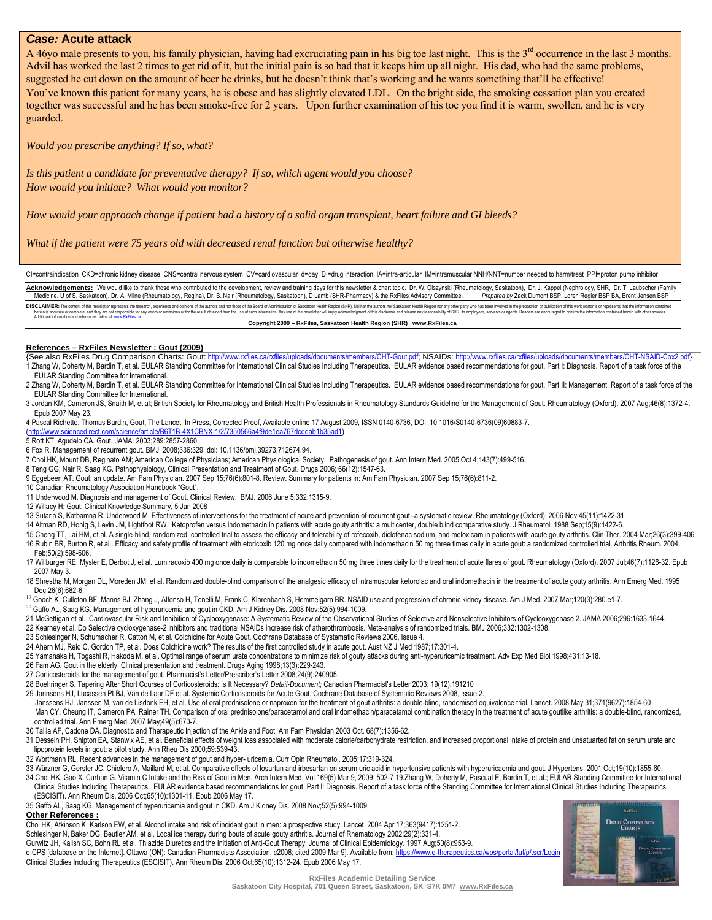## *Case:* Acute attack

A 46yo male presents to you, his family physician, having had excruciating pain in his big toe last night. This is the 3rd occurrence in the last 3 months. Advil has worked the last 2 times to get rid of it, but the initial pain is so bad that it keeps him up all night. His dad, who had the same problems, suggested he cut down on the amount of beer he drinks, but he doesn't think that's working and he wants something that'll be effective!

You've known this patient for many years, he is obese and has slightly elevated LDL. On the bright side, the smoking cessation plan you created together was successful and he has been smoke-free for 2 years. Upon further examination of his toe you find it is warm, swollen, and he is very guarded.

*Would you prescribe anything? If so, what?*

*Is this patient a candidate for preventative therapy? If so, which agent would you choose?*
*How would you initiate? What would you monitor?*

*How would your approach change if patient had a history of a solid organ transplant, heart failure and GI bleeds?*

*What if the patient were 75 years old with decreased renal function but otherwise healthy?*

CI=contraindication CKD=chronic kidney disease CNS=central nervous system CV=cardiovascular d=day DI=drug interaction IA=intra-articular IM=intramuscular NNH/NNT=number needed to harm/treat PPI=proton pump inhibitor

**Acknowledgements:** We would like to thank those who contributed to the development, review and training days for this newsletter & chart topic. Dr. W. Olszynski (Rheumatology, Saskatoon), Dr. J. Kappel (Nephrology, SHR, Dr. T. Laubscher (Family Medicine, U of S, Saskatoon), Dr. A. Milne (Rheumatology, Regina), Dr. B. Nair (Rheumatology, Saskatoon), D Lamb (SHR-Pharmacy) & the RxFiles Advisory Committee. *Prepared by* Zack Dumont BSP, Loren Regier BSP BA, Brent Jensen BSP

**DISCLAIMER:** The content of this newsletter represents the research, experience and opinions of the authors and not those of the Board or Administration of Saskatoon Health Region (SHR). Neither the authors nor Saskatoon Health Region nor any other party who has been involved in the preparation or publication of this work warrants or represents that the information contained herein is accurate or complete, and they are not responsible for any errors or omissions or for the result obtained from the use of such information. Any use of the newsletter will imply acknowledgment of this disclaimer and release any responsibility of SHR, its employees, servants or agents. Readers are encouraged to confirm the information contained herein with other sources. Additional information and references online at www.RxFiles.ca

**Copyright 2009 – RxFiles, Saskatoon Health Region (SHR) www.RxFiles.ca**

### References – RxFiles Newsletter : Gout (2009)

{See also RxFiles Drug Comparison Charts: Gout: http://www.rxfiles.ca/rxfiles/uploads/documents/members/CHT-Gout.pdf; NSAIDs: http://www.rxfiles.ca/rxfiles/uploads/documents/members/CHT-NSAID-Cox2.pdf}

1 Zhang W, Doherty M, Bardin T, et al. EULAR Standing Committee for International Clinical Studies Including Therapeutics. EULAR evidence based recommendations for gout. Part I: Diagnosis. Report of a task force of the EULAR Standing Committee for International.

2 Zhang W, Doherty M, Bardin T, et al. EULAR Standing Committee for International Clinical Studies Including Therapeutics. EULAR evidence based recommendations for gout. Part II: Management. Report of a task force of the EULAR Standing Committee for International.

3 Jordan KM, Cameron JS, Snaith M, et al; British Society for Rheumatology and British Health Professionals in Rheumatology Standards Guideline for the Management of Gout. Rheumatology (Oxford). 2007 Aug;46(8):1372-4. Epub 2007 May 23.

4 Pascal Richette, Thomas Bardin, Gout, The Lancet, In Press, Corrected Proof, Available online 17 August 2009, ISSN 0140-6736, DOI: 10.1016/S0140-6736(09)60883-7. (http://www.sciencedirect.com/science/article/B6T1B-4X1CBNX-1/2/7350566a4f9de1ea767dcddab1b35ad1)

5 Rott KT, Agudelo CA. Gout. JAMA. 2003;289:2857-2860.

6 Fox R. Management of recurrent gout. BMJ 2008;336:329, doi: 10.1136/bmj.39273.712674.94.

7 Choi HK, Mount DB, Reginato AM; American College of Physicians; American Physiological Society. Pathogenesis of gout. Ann Intern Med. 2005 Oct 4;143(7):499-516.

8 Teng GG, Nair R, Saag KG. Pathophysiology, Clinical Presentation and Treatment of Gout. Drugs 2006; 66(12):1547-63.

9 Eggebeen AT. Gout: an update. Am Fam Physician. 2007 Sep 15;76(6):801-8. Review. Summary for patients in: Am Fam Physician. 2007 Sep 15;76(6):811-2.

10 Canadian Rheumatology Association Handbook "Gout".

11 Underwood M. Diagnosis and management of Gout. Clinical Review. BMJ. 2006 June 5;332:1315-9.

12 Willacy H; Gout; Clinical Knowledge Summary, 5 Jan 2008

13 Sutaria S, Katbamna R, Underwood M. Effectiveness of interventions for the treatment of acute and prevention of recurrent gout--a systematic review. Rheumatology (Oxford). 2006 Nov;45(11):1422-31.

14 Altman RD, Honig S, Levin JM, Lightfoot RW. Ketoprofen versus indomethacin in patients with acute gouty arthritis: a multicenter, double blind comparative study. J Rheumatol. 1988 Sep;15(9):1422-6.

15 Cheng TT, Lai HM, et al. A single-blind, randomized, controlled trial to assess the efficacy and tolerability of rofecoxib, diclofenac sodium, and meloxicam in patients with acute gouty arthritis. Clin Ther. 2004 Mar;26(3):399-406.

16 Rubin BR, Burton R, et al.. Efficacy and safety profile of treatment with etoricoxib 120 mg once daily compared with indomethacin 50 mg three times daily in acute gout: a randomized controlled trial. Arthritis Rheum. 2004 Feb;50(2):598-606.

17 Willburger RE, Mysler E, Derbot J, et al. Lumiracoxib 400 mg once daily is comparable to indomethacin 50 mg three times daily for the treatment of acute flares of gout. Rheumatology (Oxford). 2007 Jul;46(7):1126-32. Epub 2007 May 3.

18 Shrestha M, Morgan DL, Moreden JM, et al. Randomized double-blind comparison of the analgesic efficacy of intramuscular ketorolac and oral indomethacin in the treatment of acute gouty arthritis. Ann Emerg Med. 1995 Dec;26(6):682-6.

19 Gooch K, Culleton BF, Manns BJ, Zhang J, Alfonso H, Tonelli M, Frank C, Klarenbach S, Hemmelgarn BR. NSAID use and progression of chronic kidney disease. Am J Med. 2007 Mar;120(3):280.e1-7.

20 Gaffo AL, Saag KG. Management of hyperuricemia and gout in CKD. Am J Kidney Dis. 2008 Nov;52(5):994-1009.

21 McGettigan et al. Cardiovascular Risk and Inhibition of Cyclooxygenase: A Systematic Review of the Observational Studies of Selective and Nonselective Inhibitors of Cyclooxygenase 2. JAMA 2006;296:1633-1644.

22 Kearney et al. Do Selective cyclooxygenase-2 inhibitors and traditional NSAIDs increase risk of atherothrombosis. Meta-analysis of randomized trials. BMJ 2006;332:1302-1308.

23 Schlesinger N, Schumacher R, Catton M, et al. Colchicine for Acute Gout. Cochrane Database of Systematic Reviews 2006, Issue 4.

24 Ahern MJ, Reid C, Gordon TP, et al. Does Colchicine work? The results of the first controlled study in acute gout. Aust NZ J Med 1987;17:301-4.

25 Yamanaka H, Togashi R, Hakoda M, et al. Optimal range of serum urate concentrations to minimize risk of gouty attacks during anti-hyperuricemic treatment. Adv Exp Med Biol 1998;431:13-18.

26 Fam AG. Gout in the elderly. Clinical presentation and treatment. Drugs Aging 1998;13(3):229-243.

27 Corticosteroids for the management of gout. Pharmacist's Letter/Prescriber's Letter 2008;24(9):240905.

28 Boehringer S. Tapering After Short Courses of Corticosteroids: Is It Necessary? *Detail-Document;* Canadian Pharmacist's Letter 2003; 19(12):191210

29 Jannsens HJ, Lucassen PLBJ, Van de Laar DF et al. Systemic Corticosteroids for Acute Gout. Cochrane Database of Systematic Reviews 2008, Issue 2.
Janssens HJ, Janssen M, van de Lisdonk EH, et al. Use of oral prednisolone or naproxen for the treatment of gout arthritis: a double-blind, randomised equivalence trial. Lancet. 2008 May 31;371(9627):1854-60
Man CY, Cheung IT, Cameron PA, Rainer TH. Comparison of oral prednisolone/paracetamol and oral indomethacin/paracetamol combination therapy in the treatment of acute goutlike arthritis: a double-blind, randomized, controlled trial. Ann Emerg Med. 2007 May;49(5):670-7.

30 Tallia AF, Cadone DA. Diagnostic and Therapeutic Injection of the Ankle and Foot. Am Fam Physician 2003 Oct. 68(7):1356-62.

31 Dessein PH, Shipton EA, Stanwix AE, et al. Beneficial effects of weight loss associated with moderate calorie/carbohydrate restriction, and increased proportional intake of protein and unsatuarted fat on serum urate and lipoprotein levels in gout: a pilot study. Ann Rheu Dis 2000;59:539-43.

32 Wortmann RL. Recent advances in the management of gout and hyper- uricemia. Curr Opin Rheumatol. 2005;17:319-324.

33 Würzner G, Gerster JC, Chiolero A, Maillard M, et al. Comparative effects of losartan and irbesartan on serum uric acid in hypertensive patients with hyperuricaemia and gout. J Hypertens. 2001 Oct;19(10):1855-60.

34 Choi HK, Gao X, Curhan G. Vitamin C Intake and the Risk of Gout in Men. Arch Intern Med. Vol 169(5) Mar 9, 2009; 502-7 19.Zhang W, Doherty M, Pascual E, Bardin T, et al.; EULAR Standing Committee for International Clinical Studies Including Therapeutics. EULAR evidence based recommendations for gout. Part I: Diagnosis. Report of a task force of the Standing Committee for International Clinical Studies Including Therapeutics (ESCISIT). Ann Rheum Dis. 2006 Oct;65(10):1301-11. Epub 2006 May 17.

35 Gaffo AL, Saag KG. Management of hyperuricemia and gout in CKD. Am J Kidney Dis. 2008 Nov;52(5):994-1009.

### Other References :

Choi HK, Atkinson K, Karlson EW, et al. Alcohol intake and risk of incident gout in men: a prospective study. Lancet. 2004 Apr 17;363(9417):1251-2.

Schlesinger N, Baker DG, Beutler AM, et al. Local ice therapy during bouts of acute gouty arthritis. Journal of Rhematology 2002;29(2):331-4.

Gurwitz JH, Kalish SC, Bohn RL et al. Thiazide Diuretics and the Initiation of Anti-Gout Therapy. Journal of Clinical Epidemiology. 1997 Aug;50(8):953-9.

e-CPS [database on the Internet]. Ottawa (ON): Canadian Pharmacists Association. c2008; cited 2009 Mar 9]. Available from: https://www.e-therapeutics.ca/wps/portal/!ut/p/.scr/Login

Clinical Studies Including Therapeutics (ESCISIT). Ann Rheum Dis. 2006 Oct;65(10):1312-24. Epub 2006 May 17.

RxFiles Academic Detailing Service
Saskatoon City Hospital, 701 Queen Street, Saskatoon, SK S7K 0M7 www.RxFiles.ca